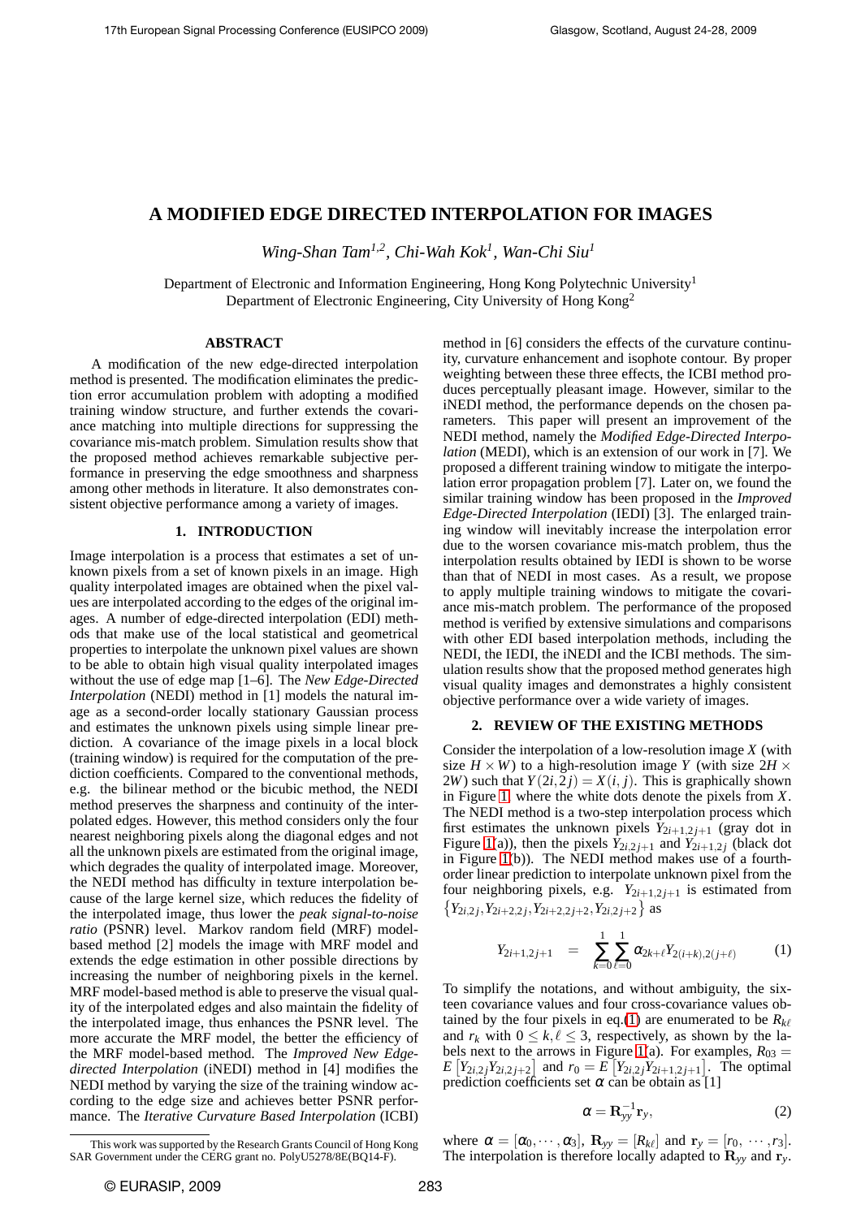# A MODIFIED EDGE DIRECTED INTERPOLATION FOR IMAGES

*Wing-Shan Tam[1,2], Chi-Wah Kok[1], Wan-Chi Siu[1]*

Department of Electronic and Information Engineering, Hong Kong Polytechnic University[1]
Department of Electronic Engineering, City University of Hong Kong[2]

## ABSTRACT

A modification of the new edge-directed interpolation method is presented. The modification eliminates the prediction error accumulation problem with adopting a modified training window structure, and further extends the covariance matching into multiple directions for suppressing the covariance mis-match problem. Simulation results show that the proposed method achieves remarkable subjective performance in preserving the edge smoothness and sharpness among other methods in literature. It also demonstrates consistent objective performance among a variety of images.

## 1. INTRODUCTION

Image interpolation is a process that estimates a set of unknown pixels from a set of known pixels in an image. High quality interpolated images are obtained when the pixel values are interpolated according to the edges of the original images. A number of edge-directed interpolation (EDI) methods that make use of the local statistical and geometrical properties to interpolate the unknown pixel values are shown to be able to obtain high visual quality interpolated images without the use of edge map [1–6]. The *New Edge-Directed Interpolation* (NEDI) method in [1] models the natural image as a second-order locally stationary Gaussian process and estimates the unknown pixels using simple linear prediction. A covariance of the image pixels in a local block (training window) is required for the computation of the prediction coefficients. Compared to the conventional methods, e.g. the bilinear method or the bicubic method, the NEDI method preserves the sharpness and continuity of the interpolated edges. However, this method considers only the four nearest neighboring pixels along the diagonal edges and not all the unknown pixels are estimated from the original image, which degrades the quality of interpolated image. Moreover, the NEDI method has difficulty in texture interpolation because of the large kernel size, which reduces the fidelity of the interpolated image, thus lower the *peak signal-to-noise ratio* (PSNR) level. Markov random field (MRF) model-based method [2] models the image with MRF model and extends the edge estimation in other possible directions by increasing the number of neighboring pixels in the kernel. MRF model-based method is able to preserve the visual quality of the interpolated edges and also maintain the fidelity of the interpolated image, thus enhances the PSNR level. The more accurate the MRF model, the better the efficiency of the MRF model-based method. The *Improved New Edge-directed Interpolation* (iNEDI) method in [4] modifies the NEDI method by varying the size of the training window according to the edge size and achieves better PSNR performance. The *Iterative Curvature Based Interpolation* (ICBI) method in [6] considers the effects of the curvature continuity, curvature enhancement and isophote contour. By proper weighting between these three effects, the ICBI method produces perceptually pleasant image. However, similar to the iNEDI method, the performance depends on the chosen parameters. This paper will present an improvement of the NEDI method, namely the *Modified Edge-Directed Interpolation* (MEDI), which is an extension of our work in [7]. We proposed a different training window to mitigate the interpolation error propagation problem [7]. Later on, we found the similar training window has been proposed in the *Improved Edge-Directed Interpolation* (IEDI) [3]. The enlarged training window will inevitably increase the interpolation error due to the worsen covariance mis-match problem, thus the interpolation results obtained by IEDI is shown to be worse than that of NEDI in most cases. As a result, we propose to apply multiple training windows to mitigate the covariance mis-match problem. The performance of the proposed method is verified by extensive simulations and comparisons with other EDI based interpolation methods, including the NEDI, the IEDI, the iNEDI and the ICBI methods. The simulation results show that the proposed method generates high visual quality images and demonstrates a highly consistent objective performance over a wide variety of images.

## 2. REVIEW OF THE EXISTING METHODS

Consider the interpolation of a low-resolution image $X$ (with size $H \times W$) to a high-resolution image $Y$ (with size $2H \times 2W$) such that $Y(2i,2j) = X(i,j)$. This is graphically shown in Figure 1, where the white dots denote the pixels from $X$. The NEDI method is a two-step interpolation process which first estimates the unknown pixels $Y_{2i+1,2j+1}$ (gray dot in Figure 1(a)), then the pixels $Y_{2i,2j+1}$ and $Y_{2i+1,2j}$ (black dot in Figure 1(b)). The NEDI method makes use of a fourth-order linear prediction to interpolate unknown pixel from the four neighboring pixels, e.g. $Y_{2i+1,2j+1}$ is estimated from $\{Y_{2i,2j}, Y_{2i+2,2j}, Y_{2i+2,2j+2}, Y_{2i,2j+2}\}$ as

$$Y_{2i+1,2j+1} = \sum_{k=0}^{1}\sum_{\ell=0}^{1} \alpha_{2k+\ell} Y_{2(i+k),2(j+\ell)} \qquad (1)$$

To simplify the notations, and without ambiguity, the sixteen covariance values and four cross-covariance values obtained by the four pixels in eq.(1) are enumerated to be $R_{k\ell}$ and $r_k$ with $0 \le k,\ell \le 3$, respectively, as shown by the labels next to the arrows in Figure 1(a). For examples, $R_{03} = E\left[Y_{2i,2j}Y_{2i,2j+2}\right]$ and $r_0 = E\left[Y_{2i,2j}Y_{2i+1,2j+1}\right]$. The optimal prediction coefficients set $\alpha$ can be obtain as [1]

$$\alpha = \mathbf{R}_{yy}^{-1}\mathbf{r}_y, \qquad (2)$$

where $\alpha = [\alpha_0, \cdots, \alpha_3]$, $\mathbf{R}_{yy} = [R_{k\ell}]$ and $\mathbf{r}_y = [r_0, \cdots, r_3]$. The interpolation is therefore locally adapted to $\mathbf{R}_{yy}$ and $\mathbf{r}_y$.

This work was supported by the Research Grants Council of Hong Kong SAR Government under the CERG grant no. PolyU5278/8E(BQ14-F).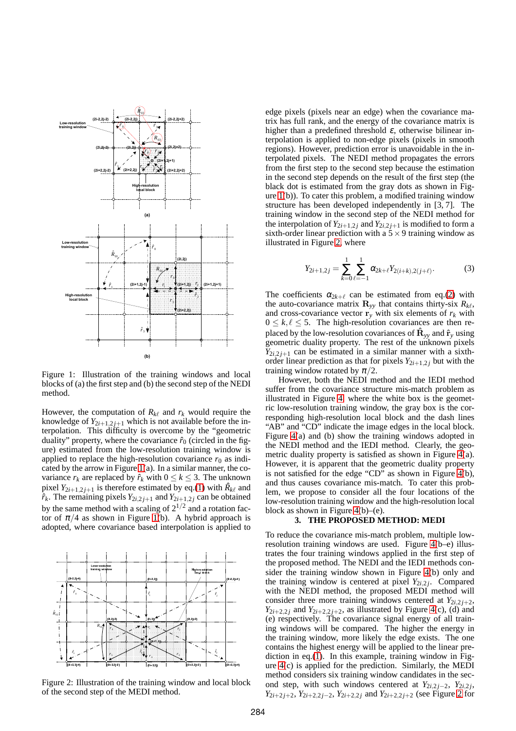Figure 1: Illustration of the training windows and local blocks of (a) the first step and (b) the second step of the NEDI method.

However, the computation of $R_{k\ell}$ and $r_k$ would require the knowledge of $Y_{2i+1,2j+1}$ which is not available before the interpolation. This difficulty is overcome by the "geometric duality" property, where the covariance $\hat{r}_0$ (circled in the figure) estimated from the low-resolution training window is applied to replace the high-resolution covariance $r_0$ as indicated by the arrow in Figure 1(a). In a similar manner, the covariance $r_k$ are replaced by $\hat{r}_k$ with $0 \leq k \leq 3$. The unknown pixel $Y_{2i+1,2j+1}$ is therefore estimated by eq.(1) with $\hat{R}_{k\ell}$ and $\hat{r}_k$. The remaining pixels $Y_{2i,2j+1}$ and $Y_{2i+1,2j}$ can be obtained by the same method with a scaling of $2^{1/2}$ and a rotation factor of $\pi/4$ as shown in Figure 1(b). A hybrid approach is adopted, where covariance based interpolation is applied to

Figure 2: Illustration of the training window and local block of the second step of the MEDI method.

edge pixels (pixels near an edge) when the covariance matrix has full rank, and the energy of the covariance matrix is higher than a predefined threshold $\varepsilon$, otherwise bilinear interpolation is applied to non-edge pixels (pixels in smooth regions). However, prediction error is unavoidable in the interpolated pixels. The NEDI method propagates the errors from the first step to the second step because the estimation in the second step depends on the result of the first step (the black dot is estimated from the gray dots as shown in Figure 1(b)). To cater this problem, a modified training window structure has been developed independently in [3, 7]. The training window in the second step of the NEDI method for the interpolation of $Y_{2i+1,2j}$ and $Y_{2i,2j+1}$ is modified to form a sixth-order linear prediction with a $5 \times 9$ training window as illustrated in Figure 2, where

$$Y_{2i+1,2j} = \sum_{k=0}^{1} \sum_{\ell=-1}^{1} \alpha_{2k+\ell} Y_{2(i+k),2(j+\ell)}. \tag{3}$$

The coefficients $\alpha_{2k+\ell}$ can be estimated from eq.(2) with the auto-covariance matrix $\mathbf{R}_{yy}$ that contains thirty-six $R_{k\ell}$, and cross-covariance vector $\mathbf{r}_y$ with six elements of $r_k$ with $0 \leq k, \ell \leq 5$. The high-resolution covariances are then replaced by the low-resolution covariances of $\hat{\mathbf{R}}_{yy}$ and $\hat{\mathbf{r}}_y$ using geometric duality property. The rest of the unknown pixels $Y_{2i,2j+1}$ can be estimated in a similar manner with a sixth-order linear prediction as that for pixels $Y_{2i+1,2j}$ but with the training window rotated by $\pi/2$.

However, both the NEDI method and the IEDI method suffer from the covariance structure mis-match problem as illustrated in Figure 4, where the white box is the geometric low-resolution training window, the gray box is the corresponding high-resolution local block and the dash lines "AB" and "CD" indicate the image edges in the local block. Figure 4(a) and (b) show the training windows adopted in the NEDI method and the IEDI method. Clearly, the geometric duality property is satisfied as shown in Figure 4(a). However, it is apparent that the geometric duality property is not satisfied for the edge "CD" as shown in Figure 4(b), and thus causes covariance mis-match. To cater this problem, we propose to consider all the four locations of the low-resolution training window and the high-resolution local block as shown in Figure 4(b)–(e).

## 3. THE PROPOSED METHOD: MEDI

To reduce the covariance mis-match problem, multiple low-resolution training windows are used. Figure 4(b–e) illustrates the four training windows applied in the first step of the proposed method. The NEDI and the IEDI methods consider the training window shown in Figure 4(b) only and the training window is centered at pixel $Y_{2i,2j}$. Compared with the NEDI method, the proposed MEDI method will consider three more training windows centered at $Y_{2i,2j+2}$, $Y_{2i+2,2j}$ and $Y_{2i+2,2j+2}$, as illustrated by Figure 4(c), (d) and (e) respectively. The covariance signal energy of all training windows will be compared. The higher the energy in the training window, more likely the edge exists. The one contains the highest energy will be applied to the linear prediction in eq.(1). In this example, training window in Figure 4(c) is applied for the prediction. Similarly, the MEDI method considers six training window candidates in the second step, with such windows centered at $Y_{2i,2j-2}$, $Y_{2i,2j}$, $Y_{2i+2j+2}$, $Y_{2i+2,2j-2}$, $Y_{2i+2,2j}$ and $Y_{2i+2,2j+2}$ (see Figure 2 for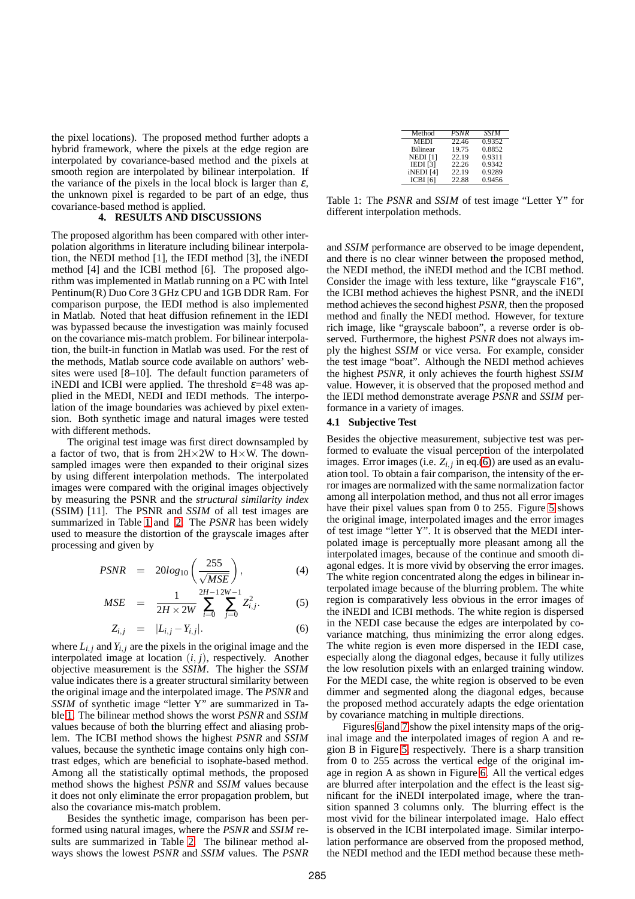the pixel locations). The proposed method further adopts a hybrid framework, where the pixels at the edge region are interpolated by covariance-based method and the pixels at smooth region are interpolated by bilinear interpolation. If the variance of the pixels in the local block is larger than $\varepsilon$, the unknown pixel is regarded to be part of an edge, thus covariance-based method is applied.

## 4. RESULTS AND DISCUSSIONS

The proposed algorithm has been compared with other interpolation algorithms in literature including bilinear interpolation, the NEDI method [1], the IEDI method [3], the iNEDI method [4] and the ICBI method [6]. The proposed algorithm was implemented in Matlab running on a PC with Intel Pentinum(R) Duo Core 3 GHz CPU and 1GB DDR Ram. For comparison purpose, the IEDI method is also implemented in Matlab. Noted that heat diffusion refinement in the IEDI was bypassed because the investigation was mainly focused on the covariance mis-match problem. For bilinear interpolation, the built-in function in Matlab was used. For the rest of the methods, Matlab source code available on authors' websites were used [8–10]. The default function parameters of iNEDI and ICBI were applied. The threshold $\varepsilon$=48 was applied in the MEDI, NEDI and IEDI methods. The interpolation of the image boundaries was achieved by pixel extension. Both synthetic image and natural images were tested with different methods.

The original test image was first direct downsampled by a factor of two, that is from 2H×2W to H×W. The downsampled images were then expanded to their original sizes by using different interpolation methods. The interpolated images were compared with the original images objectively by measuring the PSNR and the *structural similarity index* (SSIM) [11]. The PSNR and *SSIM* of all test images are summarized in Table 1 and 2. The *PSNR* has been widely used to measure the distortion of the grayscale images after processing and given by

$$PSNR = 20log_{10}\left(\frac{255}{\sqrt{MSE}}\right), \tag{4}$$

$$MSE = \frac{1}{2H \times 2W}\sum_{i=0}^{2H-1}\sum_{j=0}^{2W-1} Z_{i,j}^2. \tag{5}$$

$$Z_{i,j} = |L_{i,j} - Y_{i,j}|. \tag{6}$$

where $L_{i,j}$ and $Y_{i,j}$ are the pixels in the original image and the interpolated image at location $(i, j)$, respectively. Another objective measurement is the *SSIM*. The higher the *SSIM* value indicates there is a greater structural similarity between the original image and the interpolated image. The *PSNR* and *SSIM* of synthetic image "letter Y" are summarized in Table 1. The bilinear method shows the worst *PSNR* and *SSIM* values because of both the blurring effect and aliasing problem. The ICBI method shows the highest *PSNR* and *SSIM* values, because the synthetic image contains only high contrast edges, which are beneficial to isophate-based method. Among all the statistically optimal methods, the proposed method shows the highest *PSNR* and *SSIM* values because it does not only eliminate the error propagation problem, but also the covariance mis-match problem.

Besides the synthetic image, comparison has been performed using natural images, where the *PSNR* and *SSIM* results are summarized in Table 2. The bilinear method always shows the lowest *PSNR* and *SSIM* values. The *PSNR* and *SSIM* performance are observed to be image dependent, and there is no clear winner between the proposed method, the NEDI method, the iNEDI method and the ICBI method. Consider the image with less texture, like "grayscale F16", the ICBI method achieves the highest PSNR, and the iNEDI method achieves the second highest *PSNR*, then the proposed method and finally the NEDI method. However, for texture rich image, like "grayscale baboon", a reverse order is observed. Furthermore, the highest *PSNR* does not always imply the highest *SSIM* or vice versa. For example, consider the test image "boat". Although the NEDI method achieves the highest *PSNR*, it only achieves the fourth highest *SSIM* value. However, it is observed that the proposed method and the IEDI method demonstrate average *PSNR* and *SSIM* performance in a variety of images.

| Method | *PSNR* | *SSIM* |
|---|---|---|
| MEDI | 22.46 | 0.9352 |
| Bilinear | 19.75 | 0.8852 |
| NEDI [1] | 22.19 | 0.9311 |
| IEDI [3] | 22.26 | 0.9342 |
| iNEDI [4] | 22.19 | 0.9289 |
| ICBI [6] | 22.88 | 0.9456 |

Table 1: The *PSNR* and *SSIM* of test image "Letter Y" for different interpolation methods.

### 4.1 Subjective Test

Besides the objective measurement, subjective test was performed to evaluate the visual perception of the interpolated images. Error images (i.e. $Z_{i,j}$ in eq.(6)) are used as an evaluation tool. To obtain a fair comparison, the intensity of the error images are normalized with the same normalization factor among all interpolation method, and thus not all error images have their pixel values span from 0 to 255. Figure 5 shows the original image, interpolated images and the error images of test image "letter Y". It is observed that the MEDI interpolated image is perceptually more pleasant among all the interpolated images, because of the continue and smooth diagonal edges. It is more vivid by observing the error images. The white region concentrated along the edges in bilinear interpolated image because of the blurring problem. The white region is comparatively less obvious in the error images of the iNEDI and ICBI methods. The white region is dispersed in the NEDI case because the edges are interpolated by covariance matching, thus minimizing the error along edges. The white region is even more dispersed in the IEDI case, especially along the diagonal edges, because it fully utilizes the low resolution pixels with an enlarged training window. For the MEDI case, the white region is observed to be even dimmer and segmented along the diagonal edges, because the proposed method accurately adapts the edge orientation by covariance matching in multiple directions.

Figures 6 and 7 show the pixel intensity maps of the original image and the interpolated images of region A and region B in Figure 5, respectively. There is a sharp transition from 0 to 255 across the vertical edge of the original image in region A as shown in Figure 6. All the vertical edges are blurred after interpolation and the effect is the least significant for the iNEDI interpolated image, where the transition spanned 3 columns only. The blurring effect is the most vivid for the bilinear interpolated image. Halo effect is observed in the ICBI interpolated image. Similar interpolation performance are observed from the proposed method, the NEDI method and the IEDI method because these meth-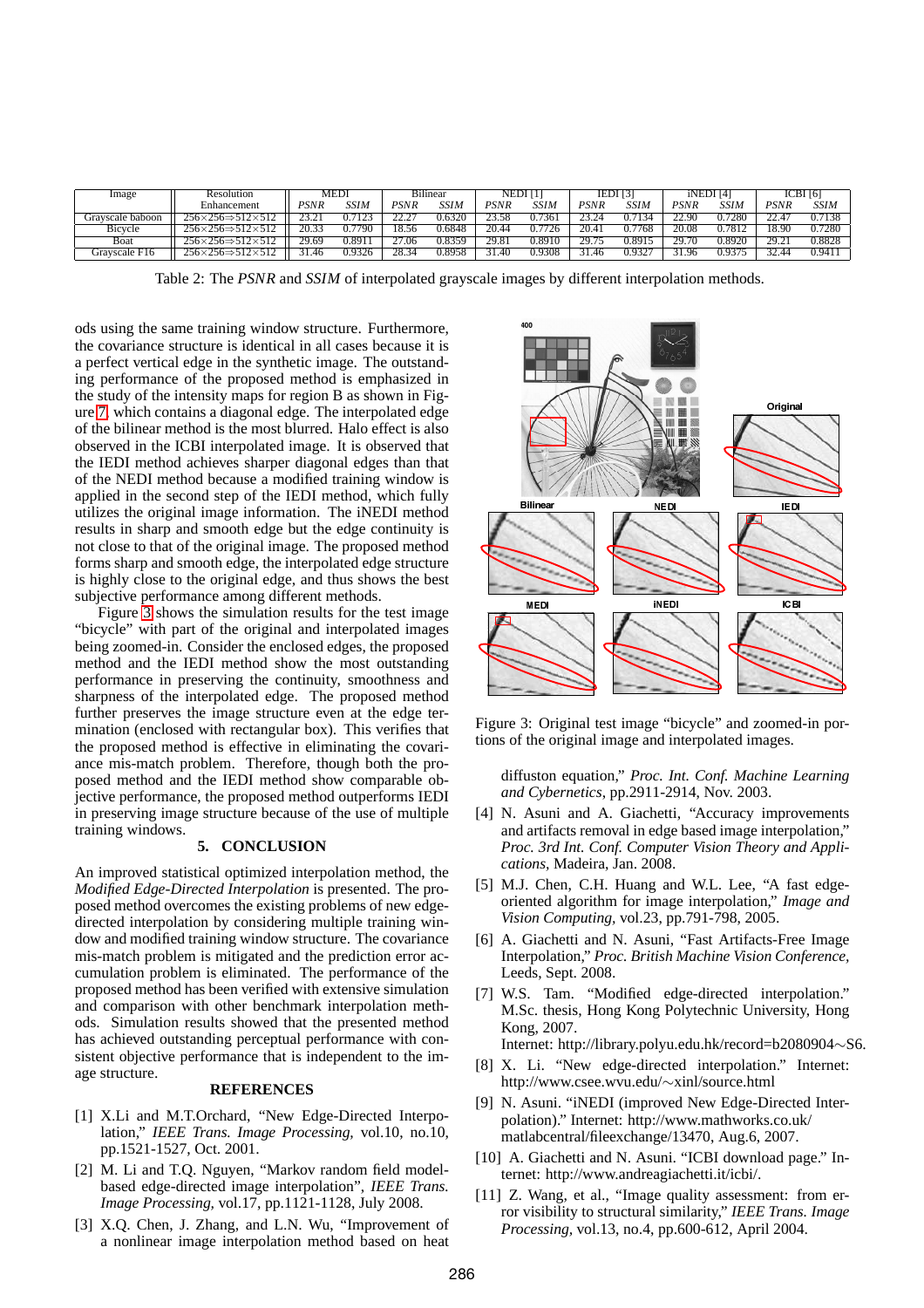| Image | Resolution Enhancement | MEDI | | Bilinear | | NEDI [1] | | IEDI [3] | | iNEDI [4] | | ICBI [6] | |
|---|---|---|---|---|---|---|---|---|---|---|---|---|---|
| | | *PSNR* | *SSIM* | *PSNR* | *SSIM* | *PSNR* | *SSIM* | *PSNR* | *SSIM* | *PSNR* | *SSIM* | *PSNR* | *SSIM* |
| Grayscale baboon | 256×256⇒512×512 | 23.21 | 0.7123 | 22.27 | 0.6320 | 23.58 | 0.7361 | 23.24 | 0.7134 | 22.90 | 0.7280 | 22.47 | 0.7138 |
| Bicycle | 256×256⇒512×512 | 20.33 | 0.7790 | 18.56 | 0.6848 | 20.44 | 0.7726 | 20.41 | 0.7768 | 20.08 | 0.7812 | 18.90 | 0.7280 |
| Boat | 256×256⇒512×512 | 29.69 | 0.8911 | 27.06 | 0.8359 | 29.81 | 0.8910 | 29.75 | 0.8915 | 29.70 | 0.8920 | 29.21 | 0.8828 |
| Grayscale F16 | 256×256⇒512×512 | 31.46 | 0.9326 | 28.34 | 0.8958 | 31.40 | 0.9308 | 31.46 | 0.9327 | 31.96 | 0.9375 | 32.44 | 0.9411 |

Table 2: The *PSNR* and *SSIM* of interpolated grayscale images by different interpolation methods.

ods using the same training window structure. Furthermore, the covariance structure is identical in all cases because it is a perfect vertical edge in the synthetic image. The outstanding performance of the proposed method is emphasized in the study of the intensity maps for region B as shown in Figure 7, which contains a diagonal edge. The interpolated edge of the bilinear method is the most blurred. Halo effect is also observed in the ICBI interpolated image. It is observed that the IEDI method achieves sharper diagonal edges than that of the NEDI method because a modified training window is applied in the second step of the IEDI method, which fully utilizes the original image information. The iNEDI method results in sharp and smooth edge but the edge continuity is not close to that of the original image. The proposed method forms sharp and smooth edge, the interpolated edge structure is highly close to the original edge, and thus shows the best subjective performance among different methods.

Figure 3 shows the simulation results for the test image "bicycle" with part of the original and interpolated images being zoomed-in. Consider the enclosed edges, the proposed method and the IEDI method show the most outstanding performance in preserving the continuity, smoothness and sharpness of the interpolated edge. The proposed method further preserves the image structure even at the edge termination (enclosed with rectangular box). This verifies that the proposed method is effective in eliminating the covariance mis-match problem. Therefore, though both the proposed method and the IEDI method show comparable objective performance, the proposed method outperforms IEDI in preserving image structure because of the use of multiple training windows.

Figure 3: Original test image "bicycle" and zoomed-in portions of the original image and interpolated images.

## 5. CONCLUSION

An improved statistical optimized interpolation method, the *Modified Edge-Directed Interpolation* is presented. The proposed method overcomes the existing problems of new edge-directed interpolation by considering multiple training window and modified training window structure. The covariance mis-match problem is mitigated and the prediction error accumulation problem is eliminated. The performance of the proposed method has been verified with extensive simulation and comparison with other benchmark interpolation methods. Simulation results showed that the presented method has achieved outstanding perceptual performance with consistent objective performance that is independent to the image structure.

## REFERENCES

[1] X.Li and M.T.Orchard, "New Edge-Directed Interpolation," *IEEE Trans. Image Processing,* vol.10, no.10, pp.1521-1527, Oct. 2001.

[2] M. Li and T.Q. Nguyen, "Markov random field model-based edge-directed image interpolation", *IEEE Trans. Image Processing,* vol.17, pp.1121-1128, July 2008.

[3] X.Q. Chen, J. Zhang, and L.N. Wu, "Improvement of a nonlinear image interpolation method based on heat diffuston equation," *Proc. Int. Conf. Machine Learning and Cybernetics,* pp.2911-2914, Nov. 2003.

[4] N. Asuni and A. Giachetti, "Accuracy improvements and artifacts removal in edge based image interpolation," *Proc. 3rd Int. Conf. Computer Vision Theory and Applications,* Madeira, Jan. 2008.

[5] M.J. Chen, C.H. Huang and W.L. Lee, "A fast edge-oriented algorithm for image interpolation," *Image and Vision Computing,* vol.23, pp.791-798, 2005.

[6] A. Giachetti and N. Asuni, "Fast Artifacts-Free Image Interpolation," *Proc. British Machine Vision Conference,* Leeds, Sept. 2008.

[7] W.S. Tam. "Modified edge-directed interpolation." M.Sc. thesis, Hong Kong Polytechnic University, Hong Kong, 2007. Internet: http://library.polyu.edu.hk/record=b2080904∼S6.

[8] X. Li. "New edge-directed interpolation." Internet: http://www.csee.wvu.edu/∼xinl/source.html

[9] N. Asuni. "iNEDI (improved New Edge-Directed Interpolation)." Internet: http://www.mathworks.co.uk/matlabcentral/fileexchange/13470, Aug.6, 2007.

[10] A. Giachetti and N. Asuni. "ICBI download page." Internet: http://www.andreagiachetti.it/icbi/.

[11] Z. Wang, et al., "Image quality assessment: from error visibility to structural similarity," *IEEE Trans. Image Processing,* vol.13, no.4, pp.600-612, April 2004.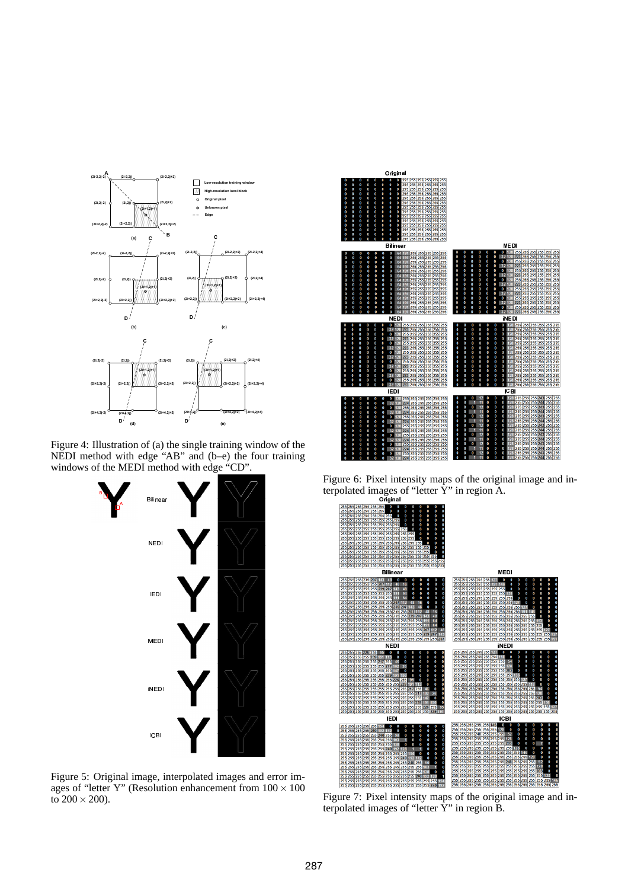Figure 4: Illustration of (a) the single training window of the NEDI method with edge “AB” and (b–e) the four training windows of the MEDI method with edge “CD”.

Figure 5: Original image, interpolated images and error images of “letter Y” (Resolution enhancement from $100 \times 100$ to $200 \times 200$).

Figure 6: Pixel intensity maps of the original image and interpolated images of “letter Y” in region A.

Figure 7: Pixel intensity maps of the original image and interpolated images of “letter Y” in region B.